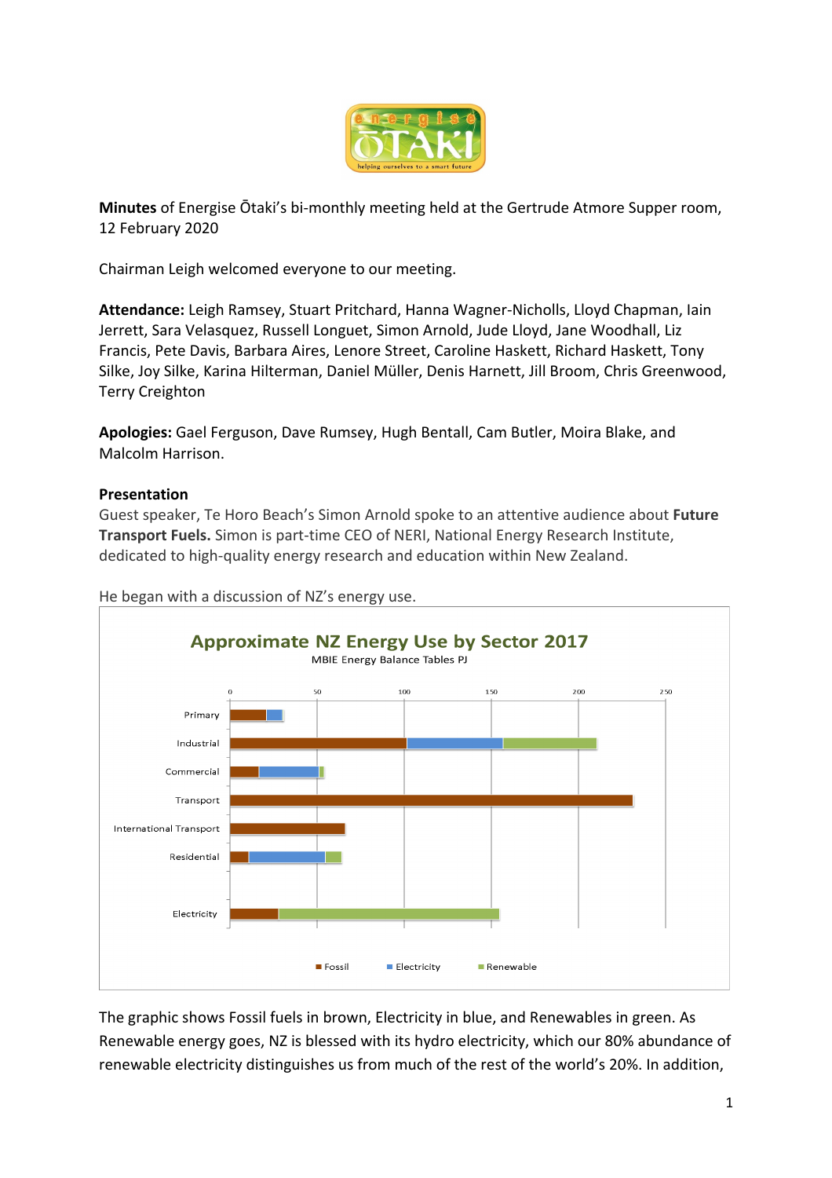**Minutes** of Energise Ōtaki's bi-monthly meeting held at the Gertrude Atmore Supper room, 12 February 2020

Chairman Leigh welcomed everyone to our meeting.

**Attendance:** Leigh Ramsey, Stuart Pritchard, Hanna Wagner-Nicholls, Lloyd Chapman, Iain Jerrett, Sara Velasquez, Russell Longuet, Simon Arnold, Jude Lloyd, Jane Woodhall, Liz Francis, Pete Davis, Barbara Aires, Lenore Street, Caroline Haskett, Richard Haskett, Tony Silke, Joy Silke, Karina Hilterman, Daniel Müller, Denis Harnett, Jill Broom, Chris Greenwood, Terry Creighton

**Apologies:** Gael Ferguson, Dave Rumsey, Hugh Bentall, Cam Butler, Moira Blake, and Malcolm Harrison.

**Presentation**

Guest speaker, Te Horo Beach's Simon Arnold spoke to an attentive audience about **Future Transport Fuels.** Simon is part-time CEO of NERI, National Energy Research Institute, dedicated to high-quality energy research and education within New Zealand.

He began with a discussion of NZ's energy use.

**Approximate NZ Energy Use by Sector 2017**

MBIE Energy Balance Tables PJ

| Sector | Fossil | Electricity | Renewable |
|---|---|---|---|
| Primary | ~21 | ~9 | |
| Industrial | ~102 | ~55 | ~54 |
| Commercial | ~17 | ~34 | ~3 |
| Transport | ~232 | | |
| International Transport | ~66 | | |
| Residential | ~11 | ~44 | ~10 |
| Electricity | ~28 | | ~127 |

The graphic shows Fossil fuels in brown, Electricity in blue, and Renewables in green. As Renewable energy goes, NZ is blessed with its hydro electricity, which our 80% abundance of renewable electricity distinguishes us from much of the rest of the world's 20%. In addition,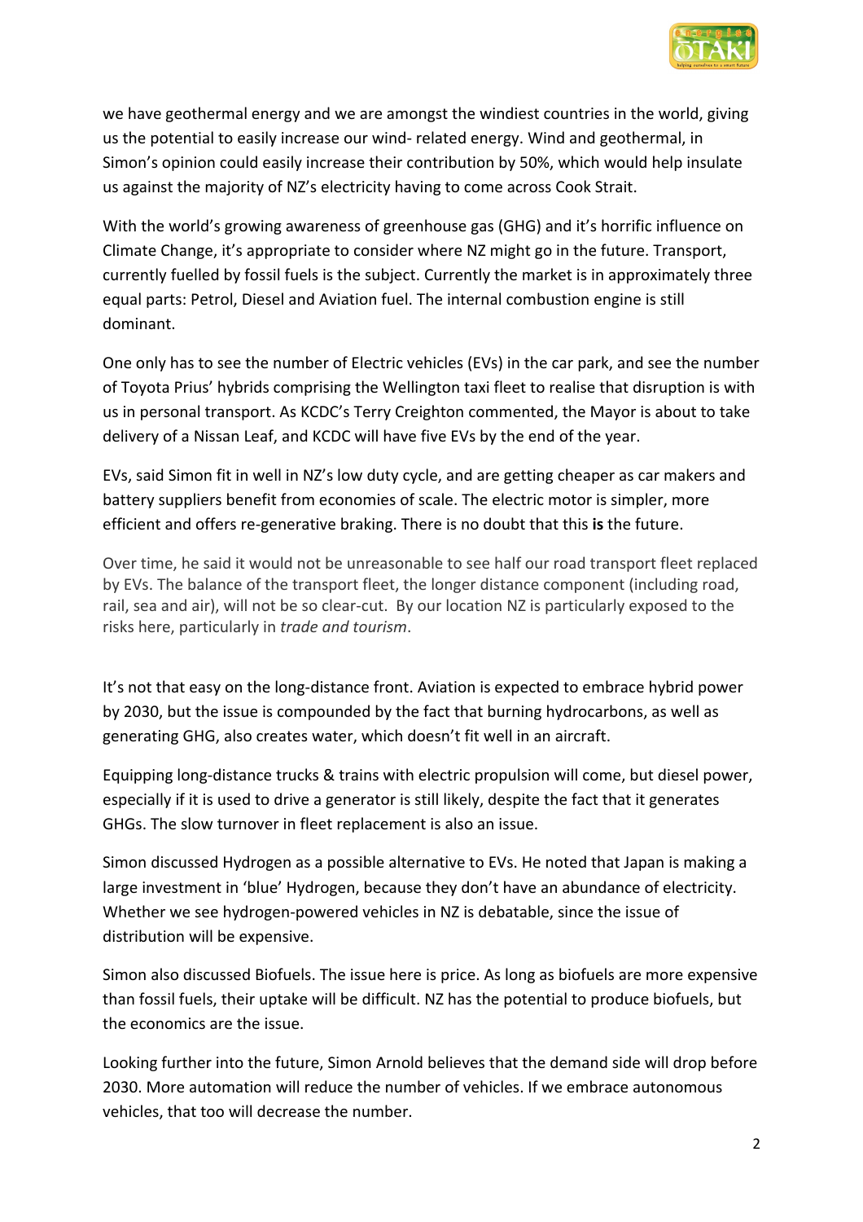we have geothermal energy and we are amongst the windiest countries in the world, giving us the potential to easily increase our wind- related energy. Wind and geothermal, in Simon's opinion could easily increase their contribution by 50%, which would help insulate us against the majority of NZ's electricity having to come across Cook Strait.

With the world's growing awareness of greenhouse gas (GHG) and it's horrific influence on Climate Change, it's appropriate to consider where NZ might go in the future. Transport, currently fuelled by fossil fuels is the subject. Currently the market is in approximately three equal parts: Petrol, Diesel and Aviation fuel. The internal combustion engine is still dominant.

One only has to see the number of Electric vehicles (EVs) in the car park, and see the number of Toyota Prius' hybrids comprising the Wellington taxi fleet to realise that disruption is with us in personal transport. As KCDC's Terry Creighton commented, the Mayor is about to take delivery of a Nissan Leaf, and KCDC will have five EVs by the end of the year.

EVs, said Simon fit in well in NZ's low duty cycle, and are getting cheaper as car makers and battery suppliers benefit from economies of scale. The electric motor is simpler, more efficient and offers re-generative braking. There is no doubt that this **is** the future.

Over time, he said it would not be unreasonable to see half our road transport fleet replaced by EVs. The balance of the transport fleet, the longer distance component (including road, rail, sea and air), will not be so clear-cut. By our location NZ is particularly exposed to the risks here, particularly in *trade and tourism*.

It's not that easy on the long-distance front. Aviation is expected to embrace hybrid power by 2030, but the issue is compounded by the fact that burning hydrocarbons, as well as generating GHG, also creates water, which doesn't fit well in an aircraft.

Equipping long-distance trucks & trains with electric propulsion will come, but diesel power, especially if it is used to drive a generator is still likely, despite the fact that it generates GHGs. The slow turnover in fleet replacement is also an issue.

Simon discussed Hydrogen as a possible alternative to EVs. He noted that Japan is making a large investment in 'blue' Hydrogen, because they don't have an abundance of electricity. Whether we see hydrogen-powered vehicles in NZ is debatable, since the issue of distribution will be expensive.

Simon also discussed Biofuels. The issue here is price. As long as biofuels are more expensive than fossil fuels, their uptake will be difficult. NZ has the potential to produce biofuels, but the economics are the issue.

Looking further into the future, Simon Arnold believes that the demand side will drop before 2030. More automation will reduce the number of vehicles. If we embrace autonomous vehicles, that too will decrease the number.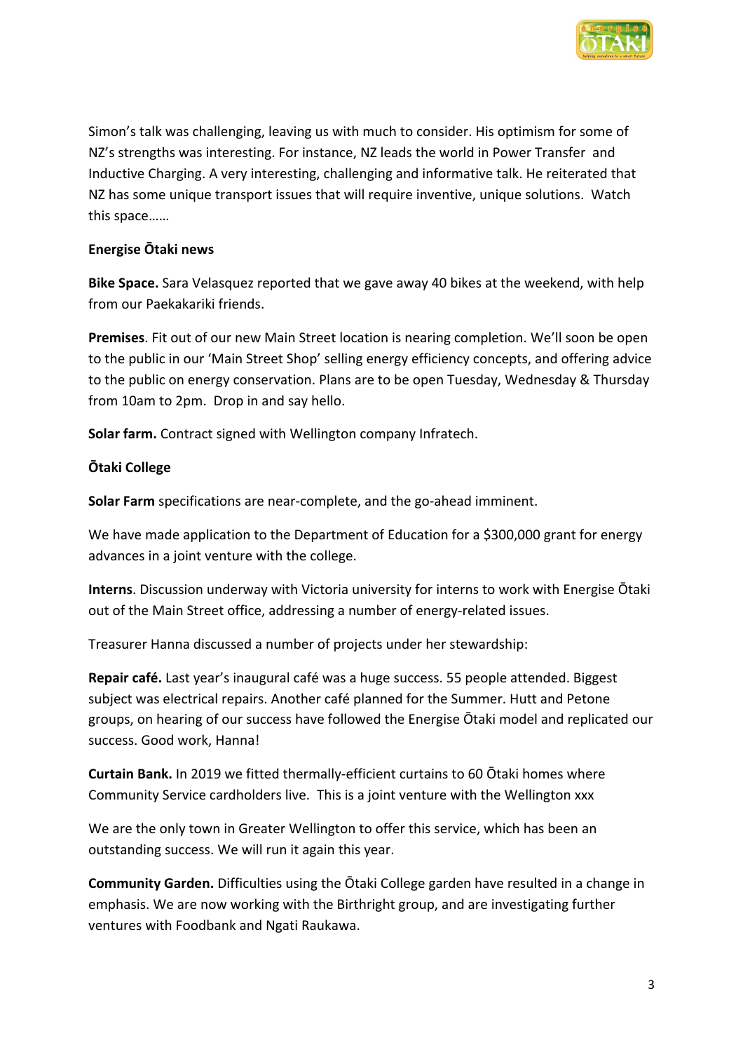Simon's talk was challenging, leaving us with much to consider. His optimism for some of NZ's strengths was interesting. For instance, NZ leads the world in Power Transfer and Inductive Charging. A very interesting, challenging and informative talk. He reiterated that NZ has some unique transport issues that will require inventive, unique solutions. Watch this space……

**Energise Ōtaki news**

**Bike Space.** Sara Velasquez reported that we gave away 40 bikes at the weekend, with help from our Paekakariki friends.

**Premises**. Fit out of our new Main Street location is nearing completion. We'll soon be open to the public in our 'Main Street Shop' selling energy efficiency concepts, and offering advice to the public on energy conservation. Plans are to be open Tuesday, Wednesday & Thursday from 10am to 2pm. Drop in and say hello.

**Solar farm.** Contract signed with Wellington company Infratech.

**Ōtaki College**

**Solar Farm** specifications are near-complete, and the go-ahead imminent.

We have made application to the Department of Education for a $300,000 grant for energy advances in a joint venture with the college.

**Interns**. Discussion underway with Victoria university for interns to work with Energise Ōtaki out of the Main Street office, addressing a number of energy-related issues.

Treasurer Hanna discussed a number of projects under her stewardship:

**Repair café.** Last year's inaugural café was a huge success. 55 people attended. Biggest subject was electrical repairs. Another café planned for the Summer. Hutt and Petone groups, on hearing of our success have followed the Energise Ōtaki model and replicated our success. Good work, Hanna!

**Curtain Bank.** In 2019 we fitted thermally-efficient curtains to 60 Ōtaki homes where Community Service cardholders live. This is a joint venture with the Wellington xxx

We are the only town in Greater Wellington to offer this service, which has been an outstanding success. We will run it again this year.

**Community Garden.** Difficulties using the Ōtaki College garden have resulted in a change in emphasis. We are now working with the Birthright group, and are investigating further ventures with Foodbank and Ngati Raukawa.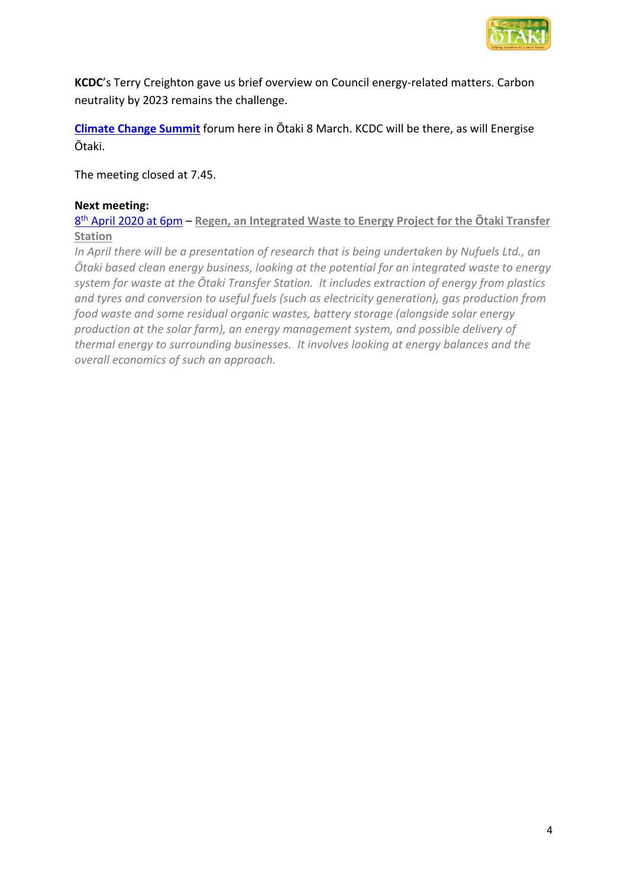**KCDC**'s Terry Creighton gave us brief overview on Council energy-related matters. Carbon neutrality by 2023 remains the challenge.

**Climate Change Summit** forum here in Ōtaki 8 March. KCDC will be there, as will Energise Ōtaki.

The meeting closed at 7.45.

**Next meeting:**

8th April 2020 at 6pm – **Regen, an Integrated Waste to Energy Project for the Ōtaki Transfer Station**

*In April there will be a presentation of research that is being undertaken by Nufuels Ltd., an Ōtaki based clean energy business, looking at the potential for an integrated waste to energy system for waste at the Ōtaki Transfer Station. It includes extraction of energy from plastics and tyres and conversion to useful fuels (such as electricity generation), gas production from food waste and some residual organic wastes, battery storage (alongside solar energy production at the solar farm), an energy management system, and possible delivery of thermal energy to surrounding businesses. It involves looking at energy balances and the overall economics of such an approach.*